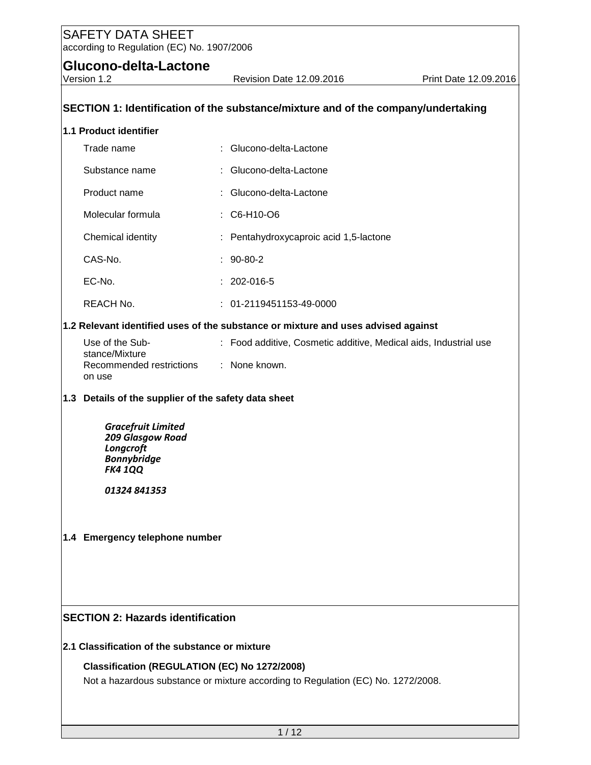# SAFETY DATA SHEET

according to Regulation (EC) No. 1907/2006

## Glucono-delta-Lactone

Version 1.2 | Revision Date 12.09.2016 | Print Date 12.09.2016

## SECTION 1: Identification of the substance/mixture and of the company/undertaking

### 1.1 Product identifier

| | | |
|---|---|---|
| Trade name | : | Glucono-delta-Lactone |
| Substance name | : | Glucono-delta-Lactone |
| Product name | : | Glucono-delta-Lactone |
| Molecular formula | : | C6-H10-O6 |
| Chemical identity | : | Pentahydroxycaproic acid 1,5-lactone |
| CAS-No. | : | 90-80-2 |
| EC-No. | : | 202-016-5 |
| REACH No. | : | 01-2119451153-49-0000 |

### 1.2 Relevant identified uses of the substance or mixture and uses advised against

| | | |
|---|---|---|
| Use of the Substance/Mixture | : | Food additive, Cosmetic additive, Medical aids, Industrial use |
| Recommended restrictions on use | : | None known. |

### 1.3 Details of the supplier of the safety data sheet

***Gracefruit Limited***
***209 Glasgow Road***
***Longcroft***
***Bonnybridge***
***FK4 1QQ***

***01324 841353***

### 1.4 Emergency telephone number

## SECTION 2: Hazards identification

### 2.1 Classification of the substance or mixture

**Classification (REGULATION (EC) No 1272/2008)**

Not a hazardous substance or mixture according to Regulation (EC) No. 1272/2008.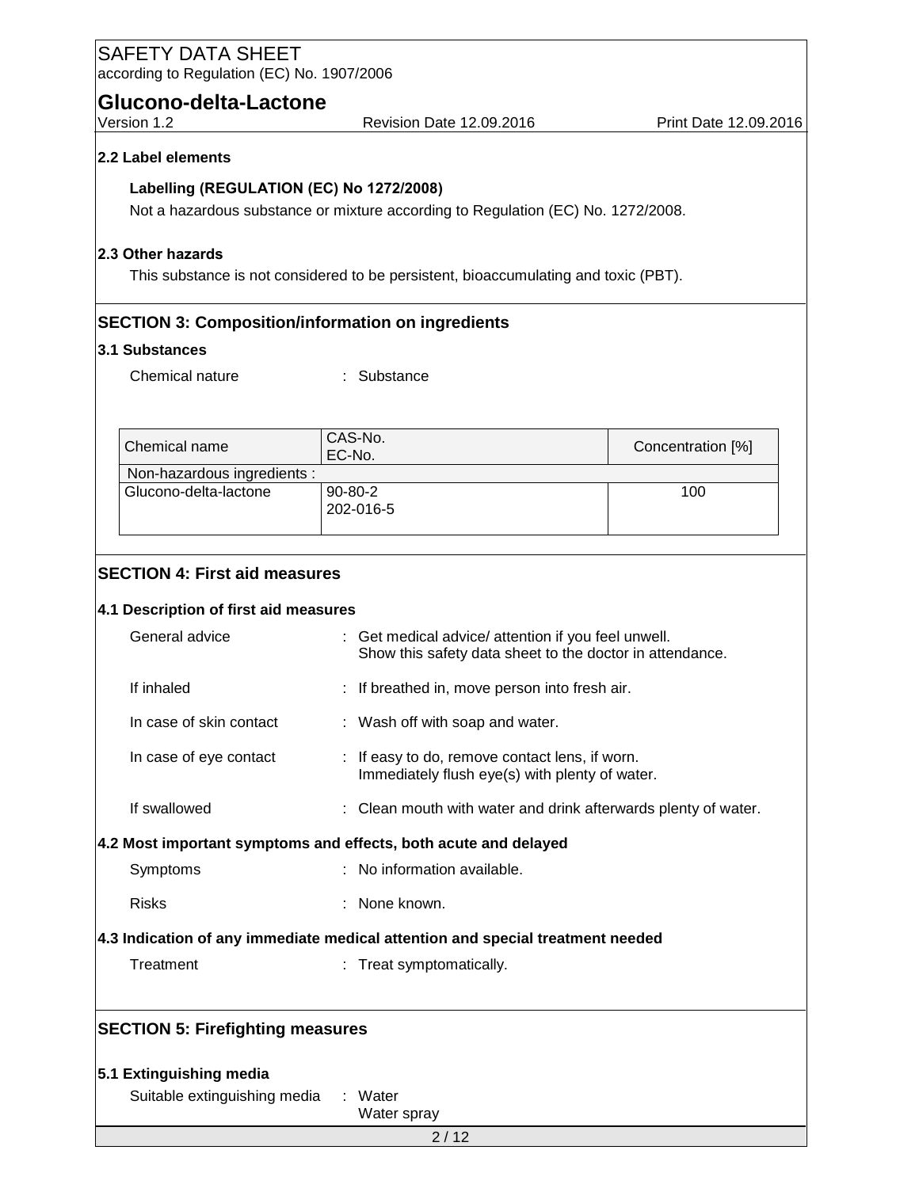### 2.2 Label elements

**Labelling (REGULATION (EC) No 1272/2008)**

Not a hazardous substance or mixture according to Regulation (EC) No. 1272/2008.

### 2.3 Other hazards

This substance is not considered to be persistent, bioaccumulating and toxic (PBT).

## SECTION 3: Composition/information on ingredients

### 3.1 Substances

Chemical nature : Substance

| Chemical name | CAS-No.<br>EC-No. | Concentration [%] |
|---|---|---|
| Non-hazardous ingredients : | | |
| Glucono-delta-lactone | 90-80-2<br>202-016-5 | 100 |

## SECTION 4: First aid measures

### 4.1 Description of first aid measures

General advice : Get medical advice/ attention if you feel unwell. Show this safety data sheet to the doctor in attendance.

If inhaled : If breathed in, move person into fresh air.

In case of skin contact : Wash off with soap and water.

In case of eye contact : If easy to do, remove contact lens, if worn. Immediately flush eye(s) with plenty of water.

If swallowed : Clean mouth with water and drink afterwards plenty of water.

### 4.2 Most important symptoms and effects, both acute and delayed

Symptoms : No information available.

Risks : None known.

### 4.3 Indication of any immediate medical attention and special treatment needed

Treatment : Treat symptomatically.

## SECTION 5: Firefighting measures

### 5.1 Extinguishing media

Suitable extinguishing media : Water
Water spray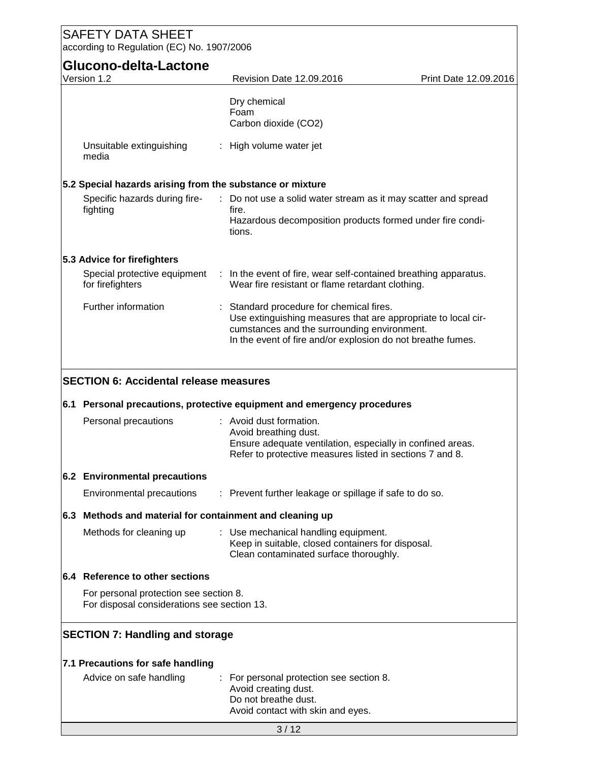Dry chemical
Foam
Carbon dioxide ($CO_2$)

| | |
|---|---|
| Unsuitable extinguishing media | : High volume water jet |

### 5.2 Special hazards arising from the substance or mixture

| | |
|---|---|
| Specific hazards during fire-fighting | : Do not use a solid water stream as it may scatter and spread fire.<br>Hazardous decomposition products formed under fire conditions. |

### 5.3 Advice for firefighters

| | |
|---|---|
| Special protective equipment for firefighters | : In the event of fire, wear self-contained breathing apparatus.<br>Wear fire resistant or flame retardant clothing. |
| Further information | : Standard procedure for chemical fires.<br>Use extinguishing measures that are appropriate to local circumstances and the surrounding environment.<br>In the event of fire and/or explosion do not breathe fumes. |

## SECTION 6: Accidental release measures

### 6.1 Personal precautions, protective equipment and emergency procedures

| | |
|---|---|
| Personal precautions | : Avoid dust formation.<br>Avoid breathing dust.<br>Ensure adequate ventilation, especially in confined areas.<br>Refer to protective measures listed in sections 7 and 8. |

### 6.2 Environmental precautions

| | |
|---|---|
| Environmental precautions | : Prevent further leakage or spillage if safe to do so. |

### 6.3 Methods and material for containment and cleaning up

| | |
|---|---|
| Methods for cleaning up | : Use mechanical handling equipment.<br>Keep in suitable, closed containers for disposal.<br>Clean contaminated surface thoroughly. |

### 6.4 Reference to other sections

For personal protection see section 8.
For disposal considerations see section 13.

## SECTION 7: Handling and storage

### 7.1 Precautions for safe handling

| | |
|---|---|
| Advice on safe handling | : For personal protection see section 8.<br>Avoid creating dust.<br>Do not breathe dust.<br>Avoid contact with skin and eyes. |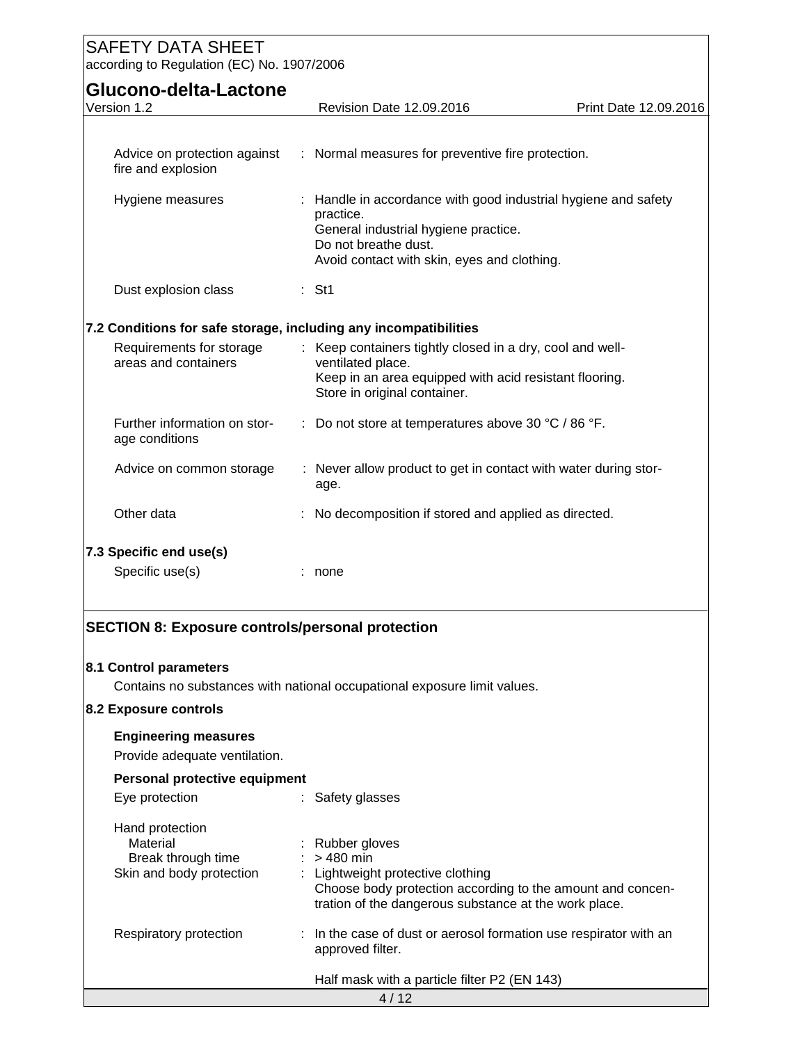| | | |
|---|---|---|
| Advice on protection against fire and explosion | : | Normal measures for preventive fire protection. |
| Hygiene measures | : | Handle in accordance with good industrial hygiene and safety practice.<br>General industrial hygiene practice.<br>Do not breathe dust.<br>Avoid contact with skin, eyes and clothing. |
| Dust explosion class | : | St1 |

### 7.2 Conditions for safe storage, including any incompatibilities

| | | |
|---|---|---|
| Requirements for storage areas and containers | : | Keep containers tightly closed in a dry, cool and well-ventilated place.<br>Keep in an area equipped with acid resistant flooring.<br>Store in original container. |
| Further information on storage conditions | : | Do not store at temperatures above 30 °C / 86 °F. |
| Advice on common storage | : | Never allow product to get in contact with water during storage. |
| Other data | : | No decomposition if stored and applied as directed. |

### 7.3 Specific end use(s)

| | | |
|---|---|---|
| Specific use(s) | : | none |

## SECTION 8: Exposure controls/personal protection

### 8.1 Control parameters

Contains no substances with national occupational exposure limit values.

### 8.2 Exposure controls

**Engineering measures**

Provide adequate ventilation.

**Personal protective equipment**

| | | |
|---|---|---|
| Eye protection | : | Safety glasses |
| Hand protection | | |
| Material | : | Rubber gloves |
| Break through time | : | > 480 min |
| Skin and body protection | : | Lightweight protective clothing<br>Choose body protection according to the amount and concentration of the dangerous substance at the work place. |
| Respiratory protection | : | In the case of dust or aerosol formation use respirator with an approved filter.<br><br>Half mask with a particle filter P2 (EN 143) |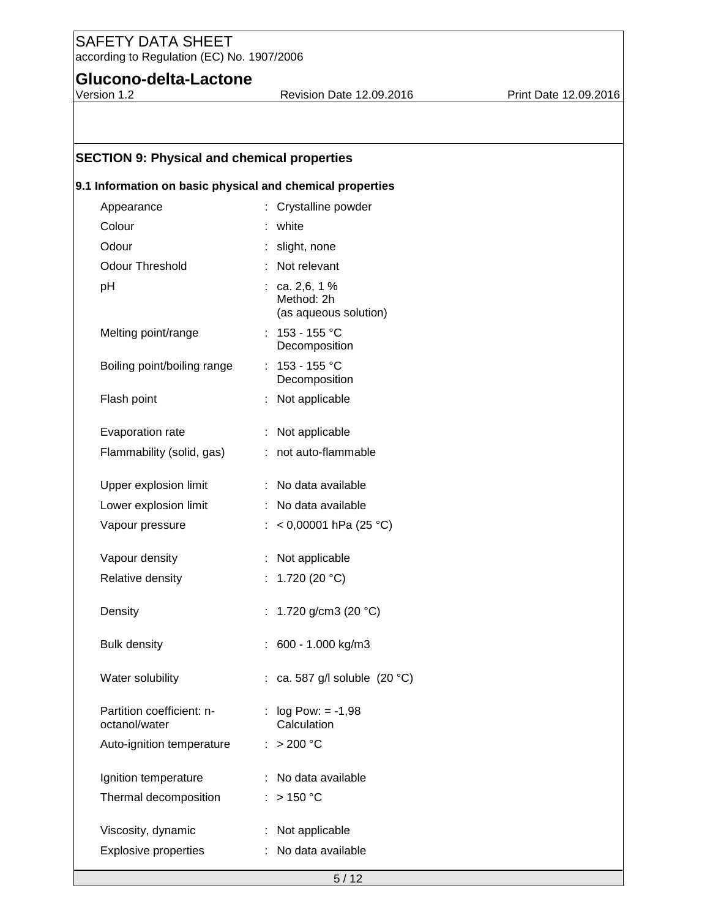## SECTION 9: Physical and chemical properties

### 9.1 Information on basic physical and chemical properties

| Property | Value |
|---|---|
| Appearance | Crystalline powder |
| Colour | white |
| Odour | slight, none |
| Odour Threshold | Not relevant |
| pH | ca. 2,6, 1 %<br>Method: 2h<br>(as aqueous solution) |
| Melting point/range | 153 - 155 °C<br>Decomposition |
| Boiling point/boiling range | 153 - 155 °C<br>Decomposition |
| Flash point | Not applicable |
| Evaporation rate | Not applicable |
| Flammability (solid, gas) | not auto-flammable |
| Upper explosion limit | No data available |
| Lower explosion limit | No data available |
| Vapour pressure | < 0,00001 hPa (25 °C) |
| Vapour density | Not applicable |
| Relative density | 1.720 (20 °C) |
| Density | 1.720 g/cm3 (20 °C) |
| Bulk density | 600 - 1.000 kg/m3 |
| Water solubility | ca. 587 g/l soluble (20 °C) |
| Partition coefficient: n-octanol/water | log Pow: = -1,98<br>Calculation |
| Auto-ignition temperature | > 200 °C |
| Ignition temperature | No data available |
| Thermal decomposition | > 150 °C |
| Viscosity, dynamic | Not applicable |
| Explosive properties | No data available |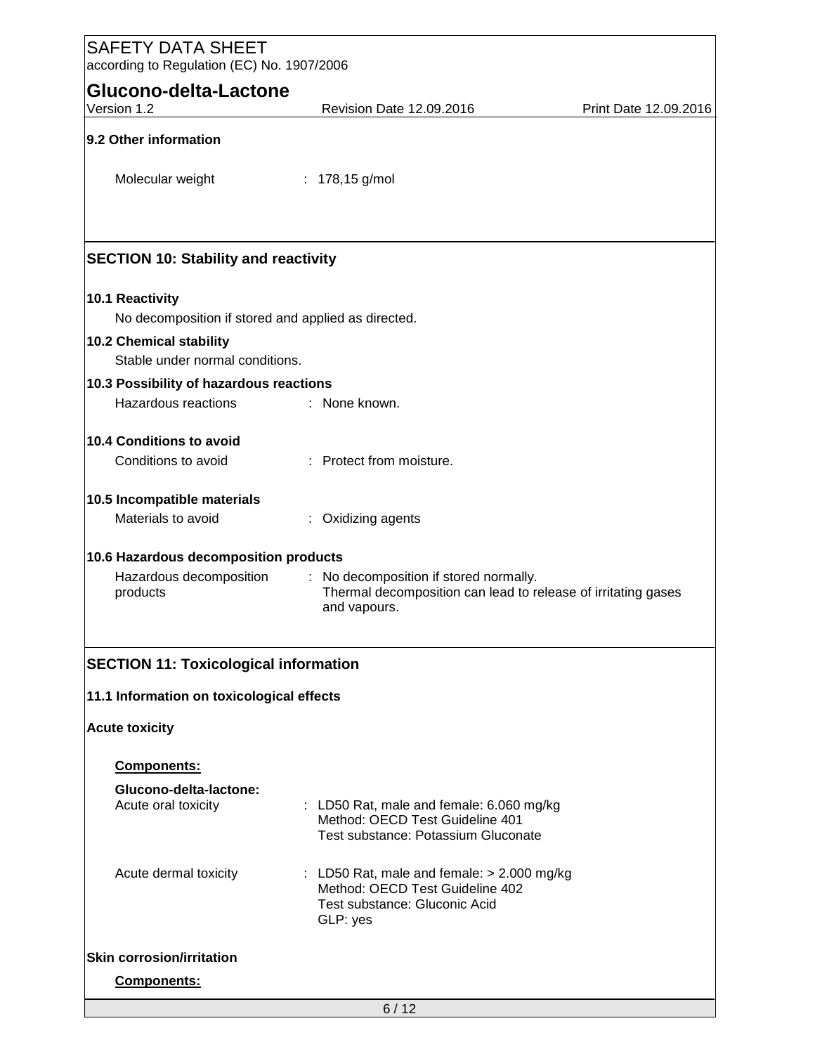### 9.2 Other information

Molecular weight : 178,15 g/mol

## SECTION 10: Stability and reactivity

### 10.1 Reactivity

No decomposition if stored and applied as directed.

### 10.2 Chemical stability

Stable under normal conditions.

### 10.3 Possibility of hazardous reactions

Hazardous reactions : None known.

### 10.4 Conditions to avoid

Conditions to avoid : Protect from moisture.

### 10.5 Incompatible materials

Materials to avoid : Oxidizing agents

### 10.6 Hazardous decomposition products

Hazardous decomposition products : No decomposition if stored normally.
Thermal decomposition can lead to release of irritating gases and vapours.

## SECTION 11: Toxicological information

### 11.1 Information on toxicological effects

**Acute toxicity**

**Components:**

**Glucono-delta-lactone:**

Acute oral toxicity : LD50 Rat, male and female: 6.060 mg/kg
Method: OECD Test Guideline 401
Test substance: Potassium Gluconate

Acute dermal toxicity : LD50 Rat, male and female: > 2.000 mg/kg
Method: OECD Test Guideline 402
Test substance: Gluconic Acid
GLP: yes

**Skin corrosion/irritation**

**Components:**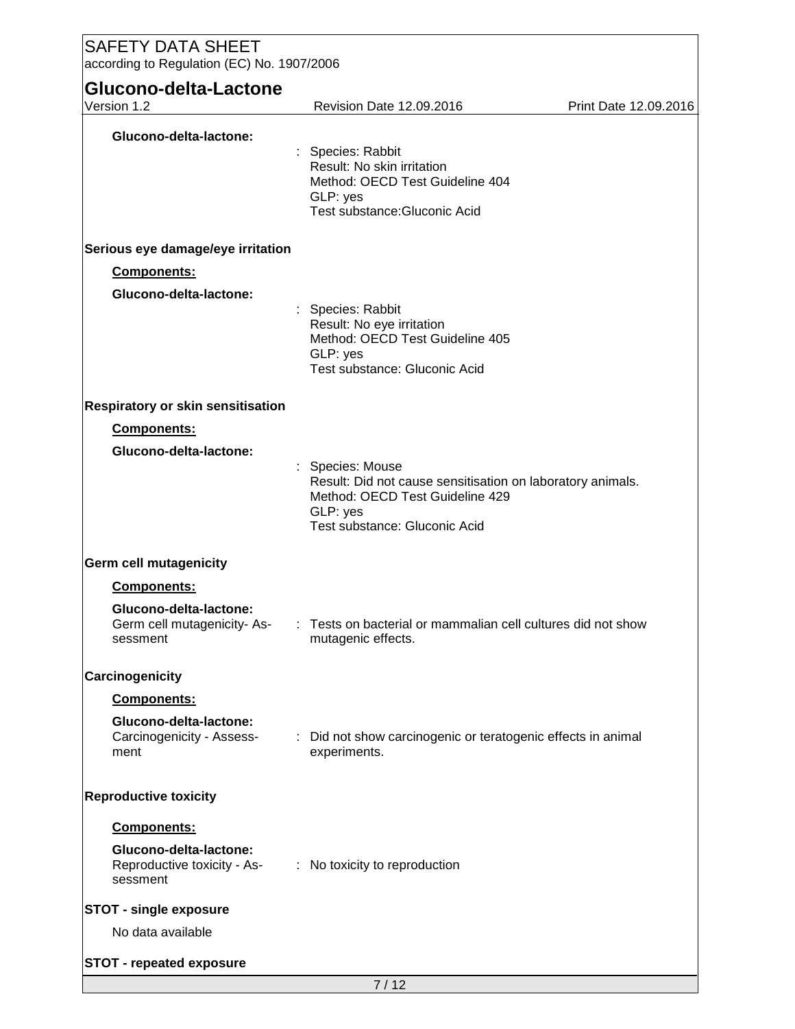**Glucono-delta-lactone:**

: Species: Rabbit
Result: No skin irritation
Method: OECD Test Guideline 404
GLP: yes
Test substance:Gluconic Acid

**Serious eye damage/eye irritation**

**Components:**

**Glucono-delta-lactone:**

: Species: Rabbit
Result: No eye irritation
Method: OECD Test Guideline 405
GLP: yes
Test substance: Gluconic Acid

**Respiratory or skin sensitisation**

**Components:**

**Glucono-delta-lactone:**

: Species: Mouse
Result: Did not cause sensitisation on laboratory animals.
Method: OECD Test Guideline 429
GLP: yes
Test substance: Gluconic Acid

**Germ cell mutagenicity**

**Components:**

**Glucono-delta-lactone:**

Germ cell mutagenicity- Assessment : Tests on bacterial or mammalian cell cultures did not show mutagenic effects.

**Carcinogenicity**

**Components:**

**Glucono-delta-lactone:**

Carcinogenicity - Assessment : Did not show carcinogenic or teratogenic effects in animal experiments.

**Reproductive toxicity**

**Components:**

**Glucono-delta-lactone:**

Reproductive toxicity - Assessment : No toxicity to reproduction

**STOT - single exposure**

No data available

**STOT - repeated exposure**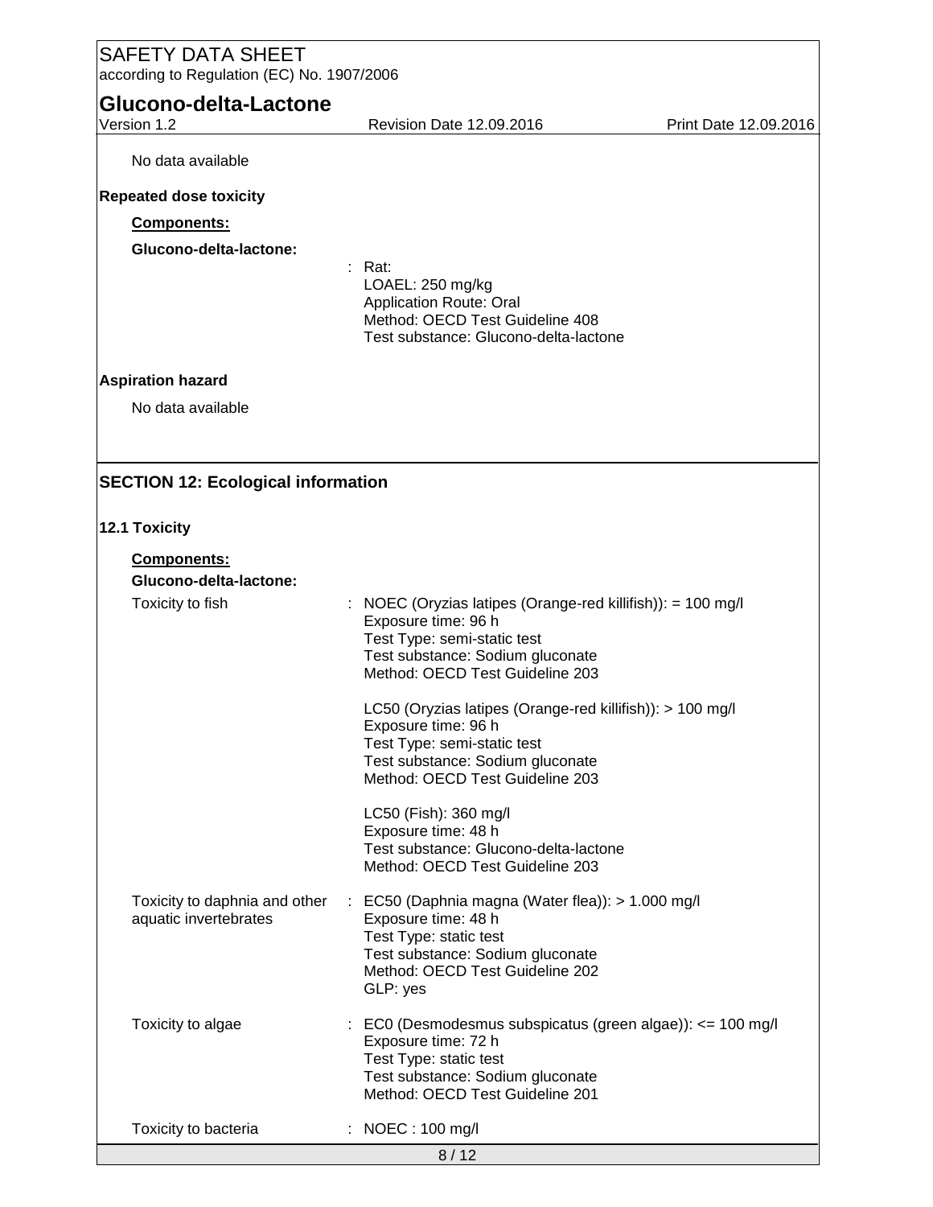No data available

**Repeated dose toxicity**

**Components:**

**Glucono-delta-lactone:**

: Rat:
LOAEL: 250 mg/kg
Application Route: Oral
Method: OECD Test Guideline 408
Test substance: Glucono-delta-lactone

**Aspiration hazard**

No data available

## SECTION 12: Ecological information

### 12.1 Toxicity

**Components:**

**Glucono-delta-lactone:**

Toxicity to fish : NOEC (Oryzias latipes (Orange-red killifish)): = 100 mg/l
Exposure time: 96 h
Test Type: semi-static test
Test substance: Sodium gluconate
Method: OECD Test Guideline 203

LC50 (Oryzias latipes (Orange-red killifish)): > 100 mg/l
Exposure time: 96 h
Test Type: semi-static test
Test substance: Sodium gluconate
Method: OECD Test Guideline 203

LC50 (Fish): 360 mg/l
Exposure time: 48 h
Test substance: Glucono-delta-lactone
Method: OECD Test Guideline 203

Toxicity to daphnia and other aquatic invertebrates : EC50 (Daphnia magna (Water flea)): > 1.000 mg/l
Exposure time: 48 h
Test Type: static test
Test substance: Sodium gluconate
Method: OECD Test Guideline 202
GLP: yes

Toxicity to algae : EC0 (Desmodesmus subspicatus (green algae)): <= 100 mg/l
Exposure time: 72 h
Test Type: static test
Test substance: Sodium gluconate
Method: OECD Test Guideline 201

Toxicity to bacteria : NOEC : 100 mg/l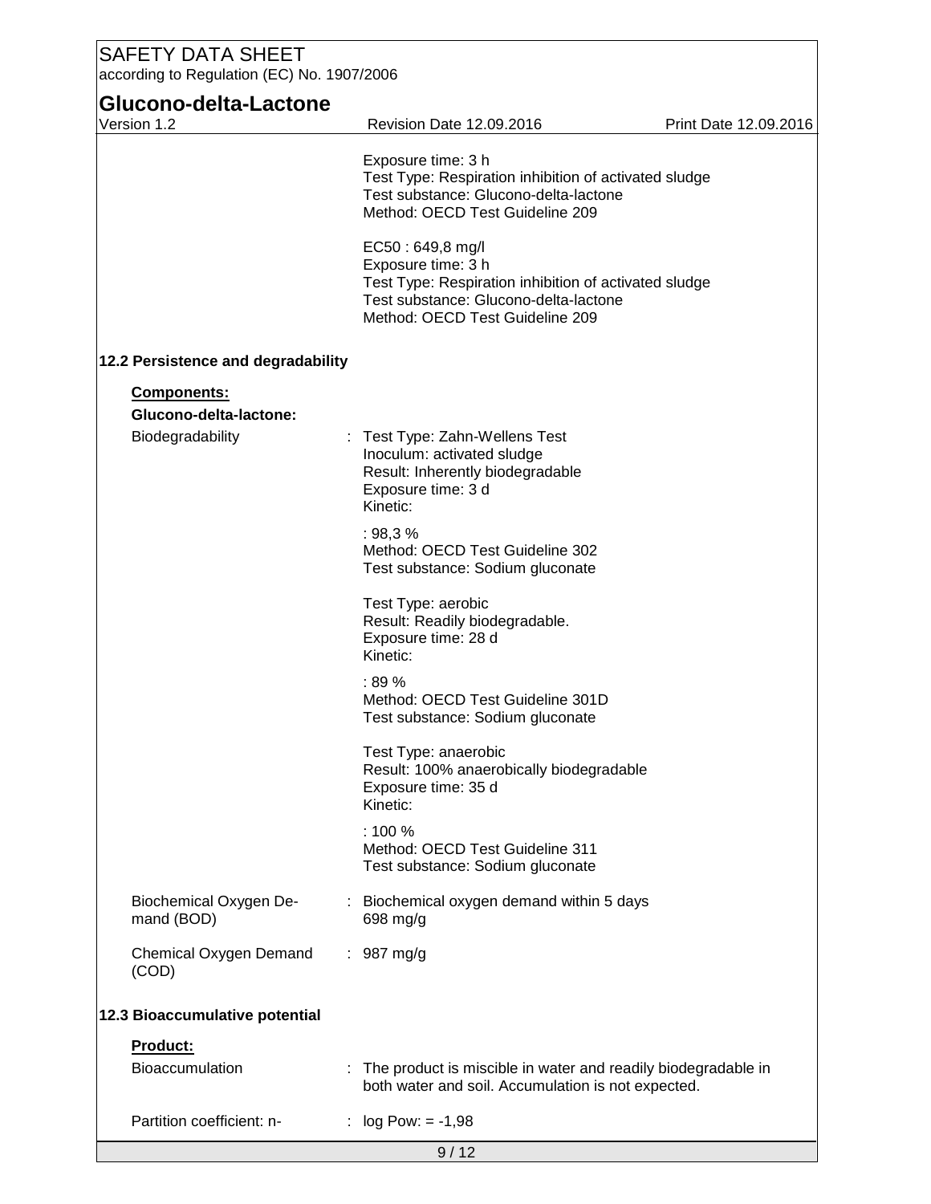Exposure time: 3 h
Test Type: Respiration inhibition of activated sludge
Test substance: Glucono-delta-lactone
Method: OECD Test Guideline 209

EC50 : 649,8 mg/l
Exposure time: 3 h
Test Type: Respiration inhibition of activated sludge
Test substance: Glucono-delta-lactone
Method: OECD Test Guideline 209

### 12.2 Persistence and degradability

**Components:**

**Glucono-delta-lactone:**

Biodegradability : Test Type: Zahn-Wellens Test
Inoculum: activated sludge
Result: Inherently biodegradable
Exposure time: 3 d
Kinetic:

: 98,3 %
Method: OECD Test Guideline 302
Test substance: Sodium gluconate

Test Type: aerobic
Result: Readily biodegradable.
Exposure time: 28 d
Kinetic:

: 89 %
Method: OECD Test Guideline 301D
Test substance: Sodium gluconate

Test Type: anaerobic
Result: 100% anaerobically biodegradable
Exposure time: 35 d
Kinetic:

: 100 %
Method: OECD Test Guideline 311
Test substance: Sodium gluconate

Biochemical Oxygen Demand (BOD) : Biochemical oxygen demand within 5 days
698 mg/g

Chemical Oxygen Demand (COD) : 987 mg/g

### 12.3 Bioaccumulative potential

**Product:**

Bioaccumulation : The product is miscible in water and readily biodegradable in both water and soil. Accumulation is not expected.

Partition coefficient: n- : log Pow: = -1,98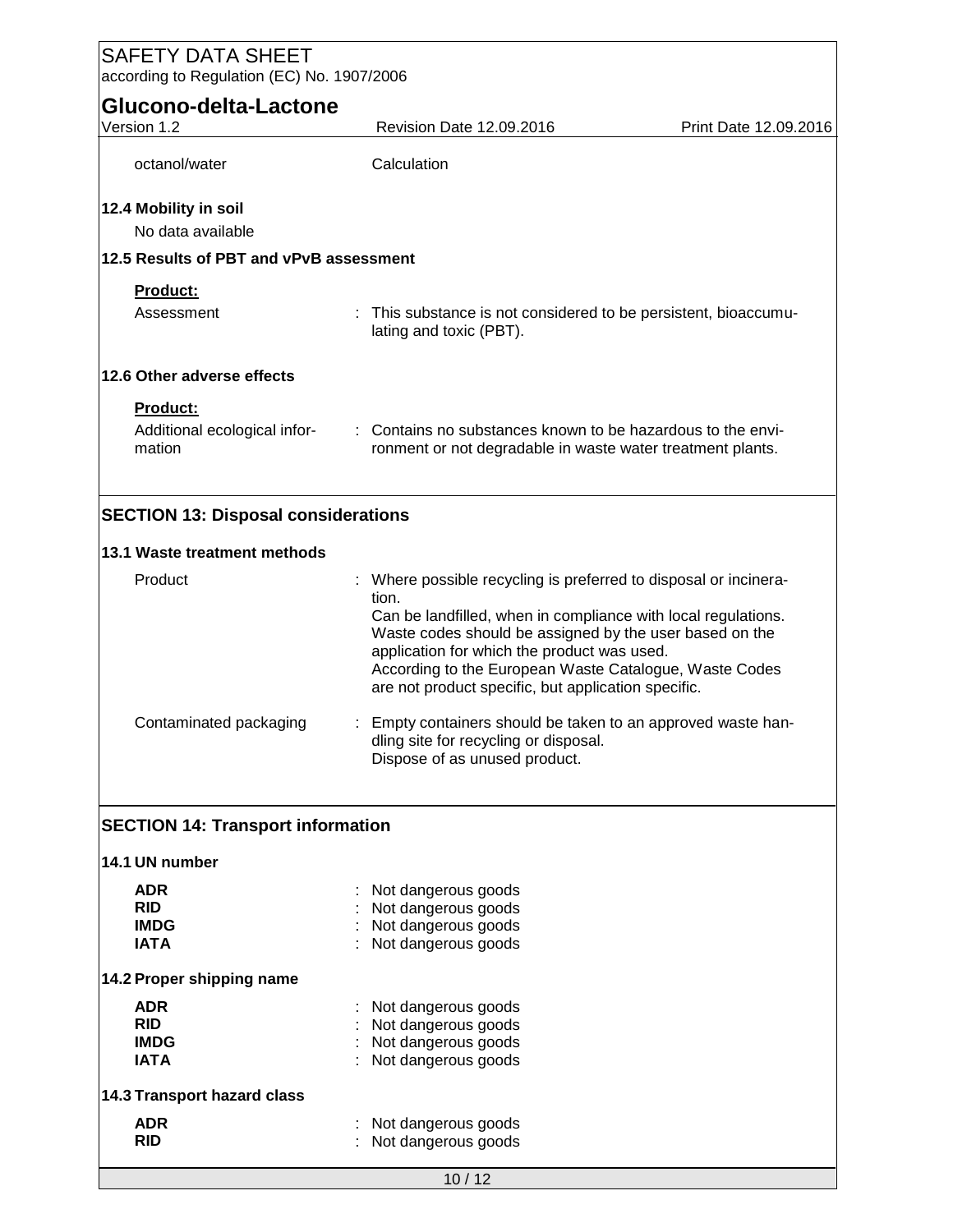| | |
|---|---|
| octanol/water | Calculation |

### 12.4 Mobility in soil

No data available

### 12.5 Results of PBT and vPvB assessment

**Product:**

| | |
|---|---|
| Assessment | : This substance is not considered to be persistent, bioaccumulating and toxic (PBT). |

### 12.6 Other adverse effects

**Product:**

| | |
|---|---|
| Additional ecological information | : Contains no substances known to be hazardous to the environment or not degradable in waste water treatment plants. |

## SECTION 13: Disposal considerations

### 13.1 Waste treatment methods

| | |
|---|---|
| Product | : Where possible recycling is preferred to disposal or incineration.<br>Can be landfilled, when in compliance with local regulations.<br>Waste codes should be assigned by the user based on the application for which the product was used.<br>According to the European Waste Catalogue, Waste Codes are not product specific, but application specific. |
| Contaminated packaging | : Empty containers should be taken to an approved waste handling site for recycling or disposal.<br>Dispose of as unused product. |

## SECTION 14: Transport information

### 14.1 UN number

| | |
|---|---|
| **ADR** | : Not dangerous goods |
| **RID** | : Not dangerous goods |
| **IMDG** | : Not dangerous goods |
| **IATA** | : Not dangerous goods |

### 14.2 Proper shipping name

| | |
|---|---|
| **ADR** | : Not dangerous goods |
| **RID** | : Not dangerous goods |
| **IMDG** | : Not dangerous goods |
| **IATA** | : Not dangerous goods |

### 14.3 Transport hazard class

| | |
|---|---|
| **ADR** | : Not dangerous goods |
| **RID** | : Not dangerous goods |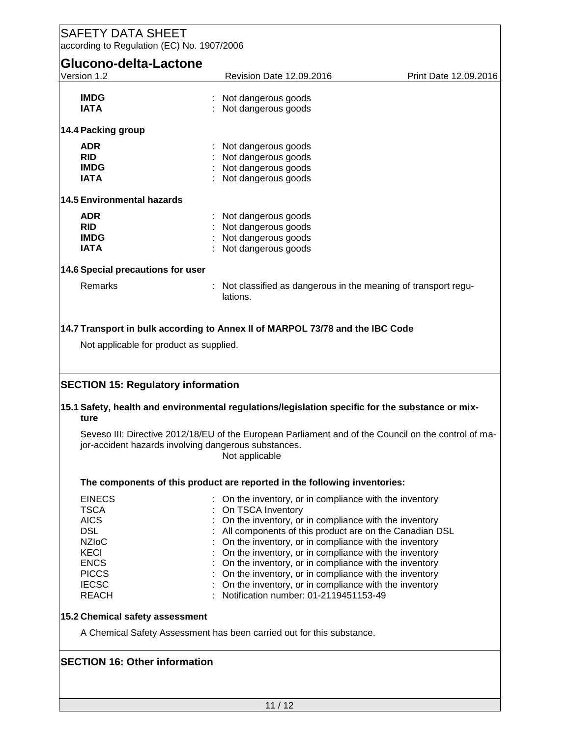| | |
|---|---|
| **IMDG** | : Not dangerous goods |
| **IATA** | : Not dangerous goods |

### 14.4 Packing group

| | |
|---|---|
| **ADR** | : Not dangerous goods |
| **RID** | : Not dangerous goods |
| **IMDG** | : Not dangerous goods |
| **IATA** | : Not dangerous goods |

### 14.5 Environmental hazards

| | |
|---|---|
| **ADR** | : Not dangerous goods |
| **RID** | : Not dangerous goods |
| **IMDG** | : Not dangerous goods |
| **IATA** | : Not dangerous goods |

### 14.6 Special precautions for user

| | |
|---|---|
| Remarks | : Not classified as dangerous in the meaning of transport regulations. |

### 14.7 Transport in bulk according to Annex II of MARPOL 73/78 and the IBC Code

Not applicable for product as supplied.

## SECTION 15: Regulatory information

### 15.1 Safety, health and environmental regulations/legislation specific for the substance or mixture

Seveso III: Directive 2012/18/EU of the European Parliament and of the Council on the control of major-accident hazards involving dangerous substances.
Not applicable

**The components of this product are reported in the following inventories:**

| | |
|---|---|
| EINECS | : On the inventory, or in compliance with the inventory |
| TSCA | : On TSCA Inventory |
| AICS | : On the inventory, or in compliance with the inventory |
| DSL | : All components of this product are on the Canadian DSL |
| NZIoC | : On the inventory, or in compliance with the inventory |
| KECI | : On the inventory, or in compliance with the inventory |
| ENCS | : On the inventory, or in compliance with the inventory |
| PICCS | : On the inventory, or in compliance with the inventory |
| IECSC | : On the inventory, or in compliance with the inventory |
| REACH | : Notification number: 01-2119451153-49 |

### 15.2 Chemical safety assessment

A Chemical Safety Assessment has been carried out for this substance.

## SECTION 16: Other information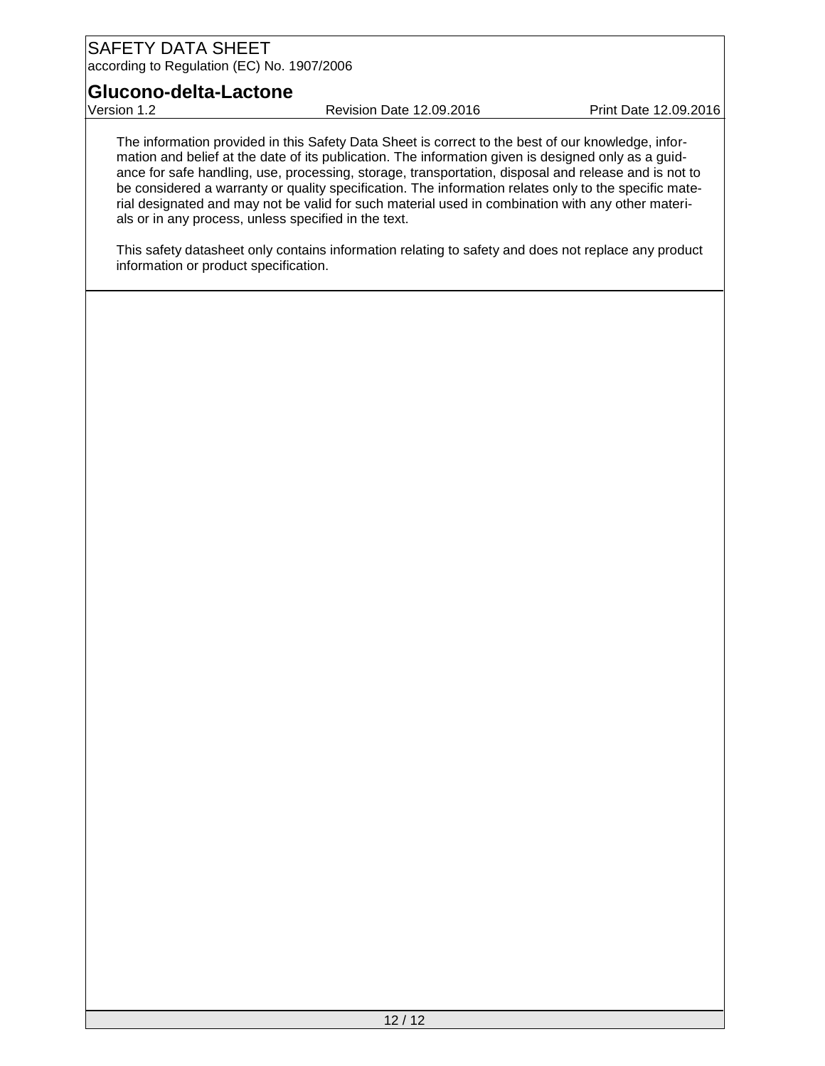The information provided in this Safety Data Sheet is correct to the best of our knowledge, information and belief at the date of its publication. The information given is designed only as a guidance for safe handling, use, processing, storage, transportation, disposal and release and is not to be considered a warranty or quality specification. The information relates only to the specific material designated and may not be valid for such material used in combination with any other materials or in any process, unless specified in the text.

This safety datasheet only contains information relating to safety and does not replace any product information or product specification.